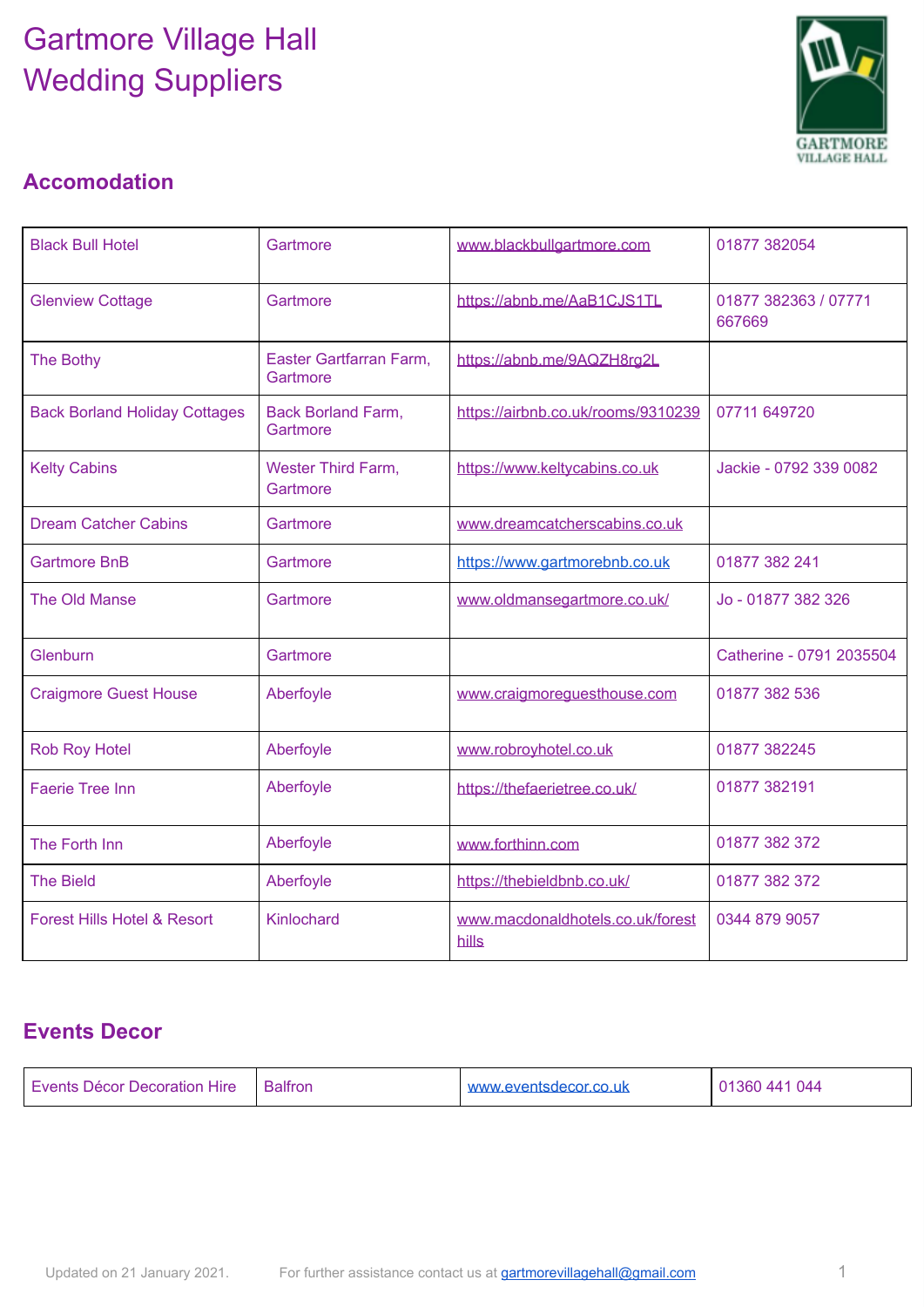# Gartmore Village Hall
# Wedding Suppliers

## Accomodation

| | | | |
|---|---|---|---|
| Black Bull Hotel | Gartmore | www.blackbullgartmore.com | 01877 382054 |
| Glenview Cottage | Gartmore | https://abnb.me/AaB1CJS1TL | 01877 382363 / 07771 667669 |
| The Bothy | Easter Gartfarran Farm, Gartmore | https://abnb.me/9AQZH8rg2L | |
| Back Borland Holiday Cottages | Back Borland Farm, Gartmore | https://airbnb.co.uk/rooms/9310239 | 07711 649720 |
| Kelty Cabins | Wester Third Farm, Gartmore | https://www.keltycabins.co.uk | Jackie - 0792 339 0082 |
| Dream Catcher Cabins | Gartmore | www.dreamcatcherscabins.co.uk | |
| Gartmore BnB | Gartmore | https://www.gartmorebnb.co.uk | 01877 382 241 |
| The Old Manse | Gartmore | www.oldmansegartmore.co.uk/ | Jo - 01877 382 326 |
| Glenburn | Gartmore | | Catherine - 0791 2035504 |
| Craigmore Guest House | Aberfoyle | www.craigmoreguesthouse.com | 01877 382 536 |
| Rob Roy Hotel | Aberfoyle | www.robroyhotel.co.uk | 01877 382245 |
| Faerie Tree Inn | Aberfoyle | https://thefaerietree.co.uk/ | 01877 382191 |
| The Forth Inn | Aberfoyle | www.forthinn.com | 01877 382 372 |
| The Bield | Aberfoyle | https://thebieldbnb.co.uk/ | 01877 382 372 |
| Forest Hills Hotel & Resort | Kinlochard | www.macdonaldhotels.co.uk/foresthills | 0344 879 9057 |

## Events Decor

| | | | |
|---|---|---|---|
| Events Décor Decoration Hire | Balfron | www.eventsdecor.co.uk | 01360 441 044 |

Updated on 21 January 2021. For further assistance contact us at gartmorevillagehall@gmail.com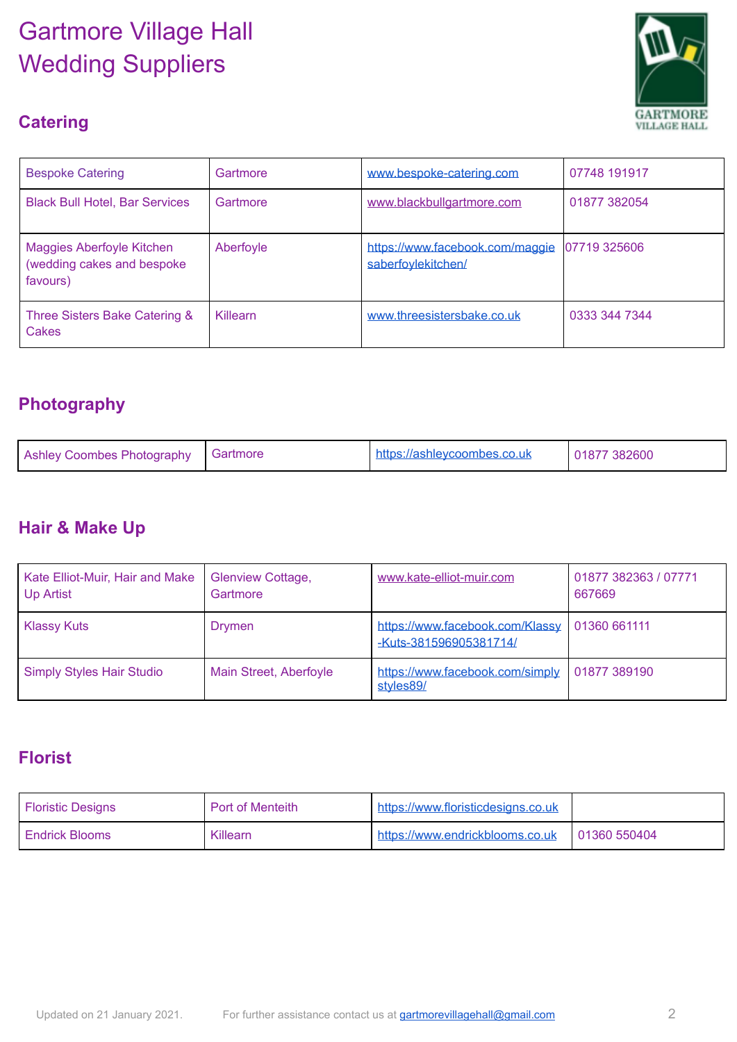# Gartmore Village Hall Wedding Suppliers

## Catering

| | | | |
|---|---|---|---|
| Bespoke Catering | Gartmore | www.bespoke-catering.com | 07748 191917 |
| Black Bull Hotel, Bar Services | Gartmore | www.blackbullgartmore.com | 01877 382054 |
| Maggies Aberfoyle Kitchen (wedding cakes and bespoke favours) | Aberfoyle | https://www.facebook.com/maggiesaberfoylekitchen/ | 07719 325606 |
| Three Sisters Bake Catering & Cakes | Killearn | www.threesistersbake.co.uk | 0333 344 7344 |

## Photography

| | | | |
|---|---|---|---|
| Ashley Coombes Photography | Gartmore | https://ashleycoombes.co.uk | 01877 382600 |

## Hair & Make Up

| | | | |
|---|---|---|---|
| Kate Elliot-Muir, Hair and Make Up Artist | Glenview Cottage, Gartmore | www.kate-elliot-muir.com | 01877 382363 / 07771 667669 |
| Klassy Kuts | Drymen | https://www.facebook.com/Klassy-Kuts-381596905381714/ | 01360 661111 |
| Simply Styles Hair Studio | Main Street, Aberfoyle | https://www.facebook.com/simplystyles89/ | 01877 389190 |

## Florist

| | | | |
|---|---|---|---|
| Floristic Designs | Port of Menteith | https://www.floristicdesigns.co.uk | |
| Endrick Blooms | Killearn | https://www.endrickblooms.co.uk | 01360 550404 |

Updated on 21 January 2021. For further assistance contact us at gartmorevillagehall@gmail.com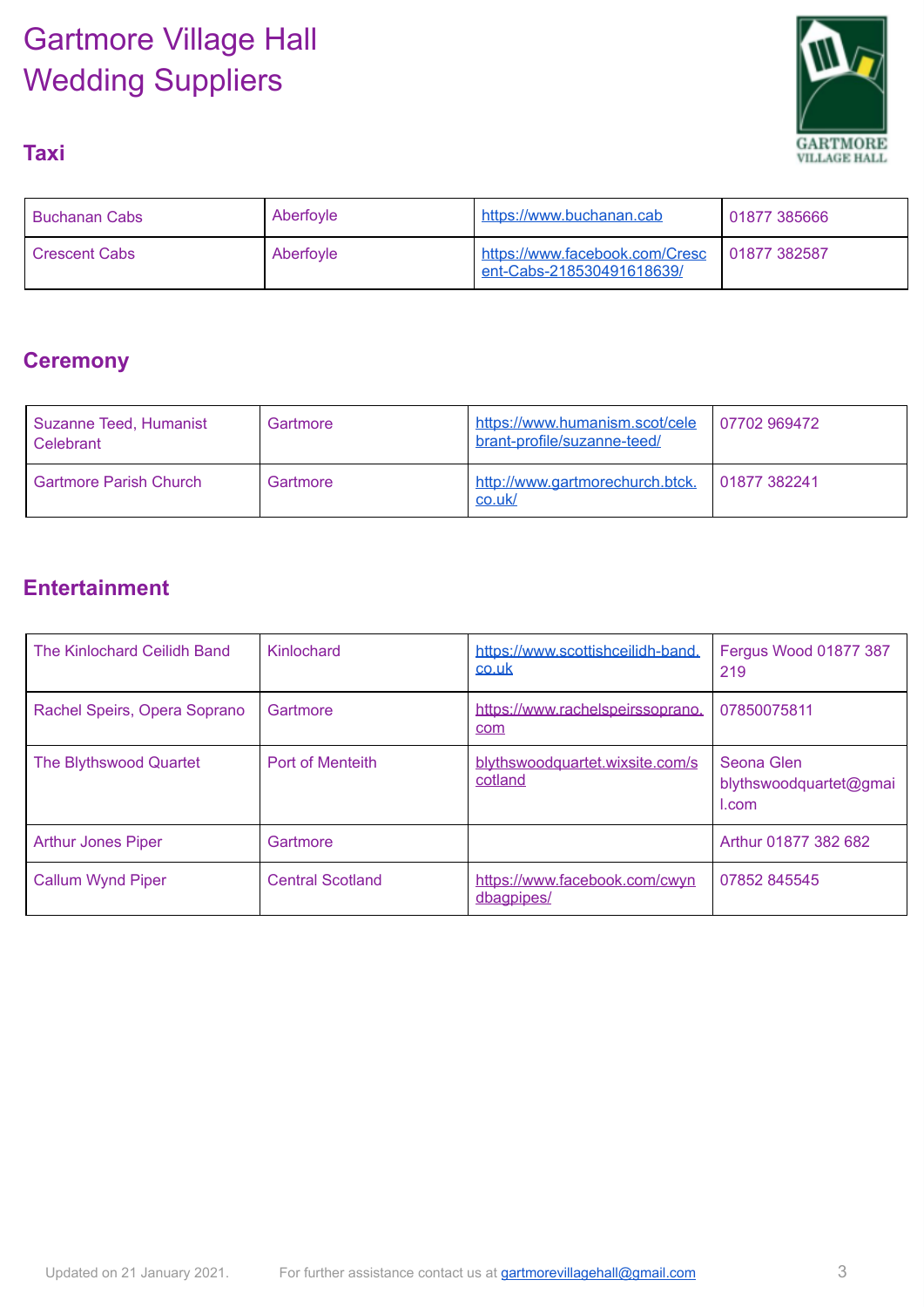# Gartmore Village Hall Wedding Suppliers

## Taxi

| | | | |
|---|---|---|---|
| Buchanan Cabs | Aberfoyle | https://www.buchanan.cab | 01877 385666 |
| Crescent Cabs | Aberfoyle | https://www.facebook.com/Crescent-Cabs-218530491618639/ | 01877 382587 |

## Ceremony

| | | | |
|---|---|---|---|
| Suzanne Teed, Humanist Celebrant | Gartmore | https://www.humanism.scot/celebrant-profile/suzanne-teed/ | 07702 969472 |
| Gartmore Parish Church | Gartmore | http://www.gartmorechurch.btck.co.uk/ | 01877 382241 |

## Entertainment

| | | | |
|---|---|---|---|
| The Kinlochard Ceilidh Band | Kinlochard | https://www.scottishceilidh-band.co.uk | Fergus Wood 01877 387 219 |
| Rachel Speirs, Opera Soprano | Gartmore | https://www.rachelspeirssoprano.com | 07850075811 |
| The Blythswood Quartet | Port of Menteith | blythswoodquartet.wixsite.com/scotland | Seona Glen blythswoodquartet@gmail.com |
| Arthur Jones Piper | Gartmore | | Arthur 01877 382 682 |
| Callum Wynd Piper | Central Scotland | https://www.facebook.com/cwyndbagpipes/ | 07852 845545 |

Updated on 21 January 2021. For further assistance contact us at gartmorevillagehall@gmail.com